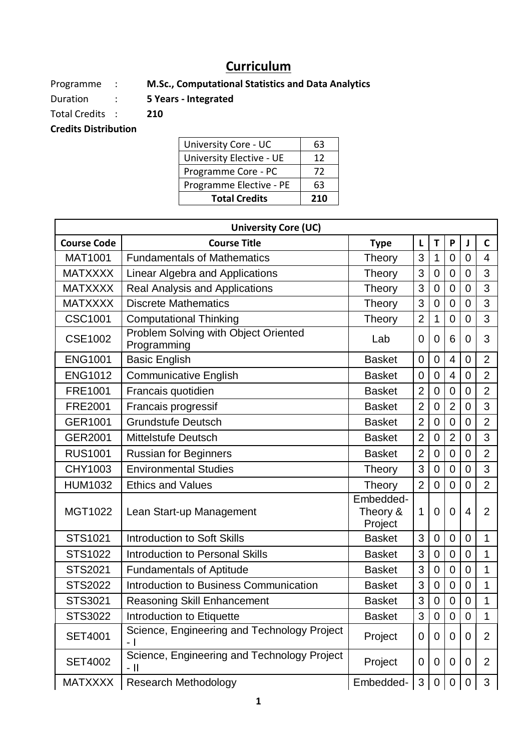# Curriculum

Programme : **M.Sc., Computational Statistics and Data Analytics**

Duration : **5 Years - Integrated**

Total Credits : **210**

**Credits Distribution**

| University Core - UC | 63 |
|---|---|
| University Elective - UE | 12 |
| Programme Core - PC | 72 |
| Programme Elective - PE | 63 |
| **Total Credits** | **210** |

| **University Core (UC)** | | | | | | | |
|---|---|---|---|---|---|---|---|
| **Course Code** | **Course Title** | **Type** | **L** | **T** | **P** | **J** | **C** |
| MAT1001 | Fundamentals of Mathematics | Theory | 3 | 1 | 0 | 0 | 4 |
| MATXXXX | Linear Algebra and Applications | Theory | 3 | 0 | 0 | 0 | 3 |
| MATXXXX | Real Analysis and Applications | Theory | 3 | 0 | 0 | 0 | 3 |
| MATXXXX | Discrete Mathematics | Theory | 3 | 0 | 0 | 0 | 3 |
| CSC1001 | Computational Thinking | Theory | 2 | 1 | 0 | 0 | 3 |
| CSE1002 | Problem Solving with Object Oriented Programming | Lab | 0 | 0 | 6 | 0 | 3 |
| ENG1001 | Basic English | Basket | 0 | 0 | 4 | 0 | 2 |
| ENG1012 | Communicative English | Basket | 0 | 0 | 4 | 0 | 2 |
| FRE1001 | Francais quotidien | Basket | 2 | 0 | 0 | 0 | 2 |
| FRE2001 | Francais progressif | Basket | 2 | 0 | 2 | 0 | 3 |
| GER1001 | Grundstufe Deutsch | Basket | 2 | 0 | 0 | 0 | 2 |
| GER2001 | Mittelstufe Deutsch | Basket | 2 | 0 | 2 | 0 | 3 |
| RUS1001 | Russian for Beginners | Basket | 2 | 0 | 0 | 0 | 2 |
| CHY1003 | Environmental Studies | Theory | 3 | 0 | 0 | 0 | 3 |
| HUM1032 | Ethics and Values | Theory | 2 | 0 | 0 | 0 | 2 |
| MGT1022 | Lean Start-up Management | Embedded-Theory & Project | 1 | 0 | 0 | 4 | 2 |
| STS1021 | Introduction to Soft Skills | Basket | 3 | 0 | 0 | 0 | 1 |
| STS1022 | Introduction to Personal Skills | Basket | 3 | 0 | 0 | 0 | 1 |
| STS2021 | Fundamentals of Aptitude | Basket | 3 | 0 | 0 | 0 | 1 |
| STS2022 | Introduction to Business Communication | Basket | 3 | 0 | 0 | 0 | 1 |
| STS3021 | Reasoning Skill Enhancement | Basket | 3 | 0 | 0 | 0 | 1 |
| STS3022 | Introduction to Etiquette | Basket | 3 | 0 | 0 | 0 | 1 |
| SET4001 | Science, Engineering and Technology Project - I | Project | 0 | 0 | 0 | 0 | 2 |
| SET4002 | Science, Engineering and Technology Project - II | Project | 0 | 0 | 0 | 0 | 2 |
| MATXXXX | Research Methodology | Embedded- | 3 | 0 | 0 | 0 | 3 |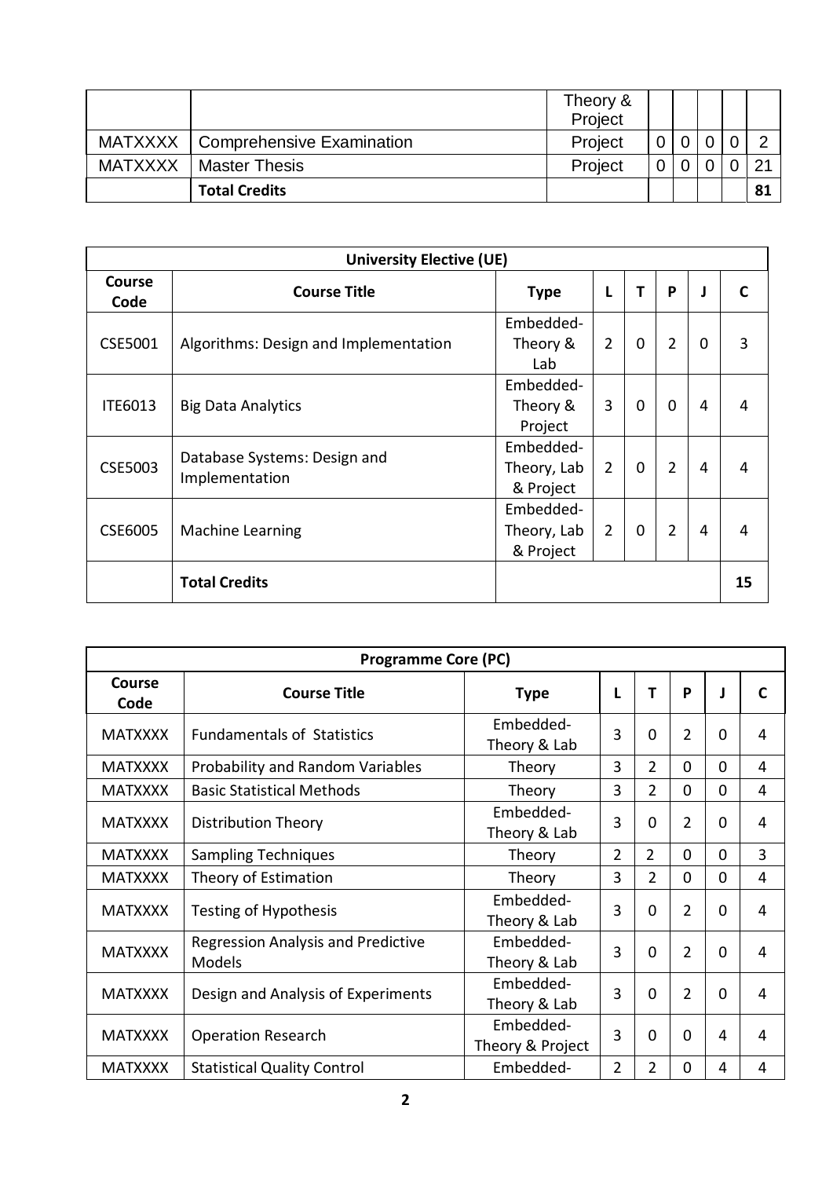| | | | | | | | |
|---|---|---|---|---|---|---|---|
| | | Theory & Project | | | | | |
| MATXXXX | Comprehensive Examination | Project | 0 | 0 | 0 | 0 | 2 |
| MATXXXX | Master Thesis | Project | 0 | 0 | 0 | 0 | 21 |
| | **Total Credits** | | | | | | **81** |

| **University Elective (UE)** | | | | | | | |
|---|---|---|---|---|---|---|---|
| **Course Code** | **Course Title** | **Type** | **L** | **T** | **P** | **J** | **C** |
| CSE5001 | Algorithms: Design and Implementation | Embedded-Theory & Lab | 2 | 0 | 2 | 0 | 3 |
| ITE6013 | Big Data Analytics | Embedded-Theory & Project | 3 | 0 | 0 | 4 | 4 |
| CSE5003 | Database Systems: Design and Implementation | Embedded-Theory, Lab & Project | 2 | 0 | 2 | 4 | 4 |
| CSE6005 | Machine Learning | Embedded-Theory, Lab & Project | 2 | 0 | 2 | 4 | 4 |
| | **Total Credits** | | | | | | **15** |

| **Programme Core (PC)** | | | | | | | |
|---|---|---|---|---|---|---|---|
| **Course Code** | **Course Title** | **Type** | **L** | **T** | **P** | **J** | **C** |
| MATXXXX | Fundamentals of Statistics | Embedded-Theory & Lab | 3 | 0 | 2 | 0 | 4 |
| MATXXXX | Probability and Random Variables | Theory | 3 | 2 | 0 | 0 | 4 |
| MATXXXX | Basic Statistical Methods | Theory | 3 | 2 | 0 | 0 | 4 |
| MATXXXX | Distribution Theory | Embedded-Theory & Lab | 3 | 0 | 2 | 0 | 4 |
| MATXXXX | Sampling Techniques | Theory | 2 | 2 | 0 | 0 | 3 |
| MATXXXX | Theory of Estimation | Theory | 3 | 2 | 0 | 0 | 4 |
| MATXXXX | Testing of Hypothesis | Embedded-Theory & Lab | 3 | 0 | 2 | 0 | 4 |
| MATXXXX | Regression Analysis and Predictive Models | Embedded-Theory & Lab | 3 | 0 | 2 | 0 | 4 |
| MATXXXX | Design and Analysis of Experiments | Embedded-Theory & Lab | 3 | 0 | 2 | 0 | 4 |
| MATXXXX | Operation Research | Embedded-Theory & Project | 3 | 0 | 0 | 4 | 4 |
| MATXXXX | Statistical Quality Control | Embedded- | 2 | 2 | 0 | 4 | 4 |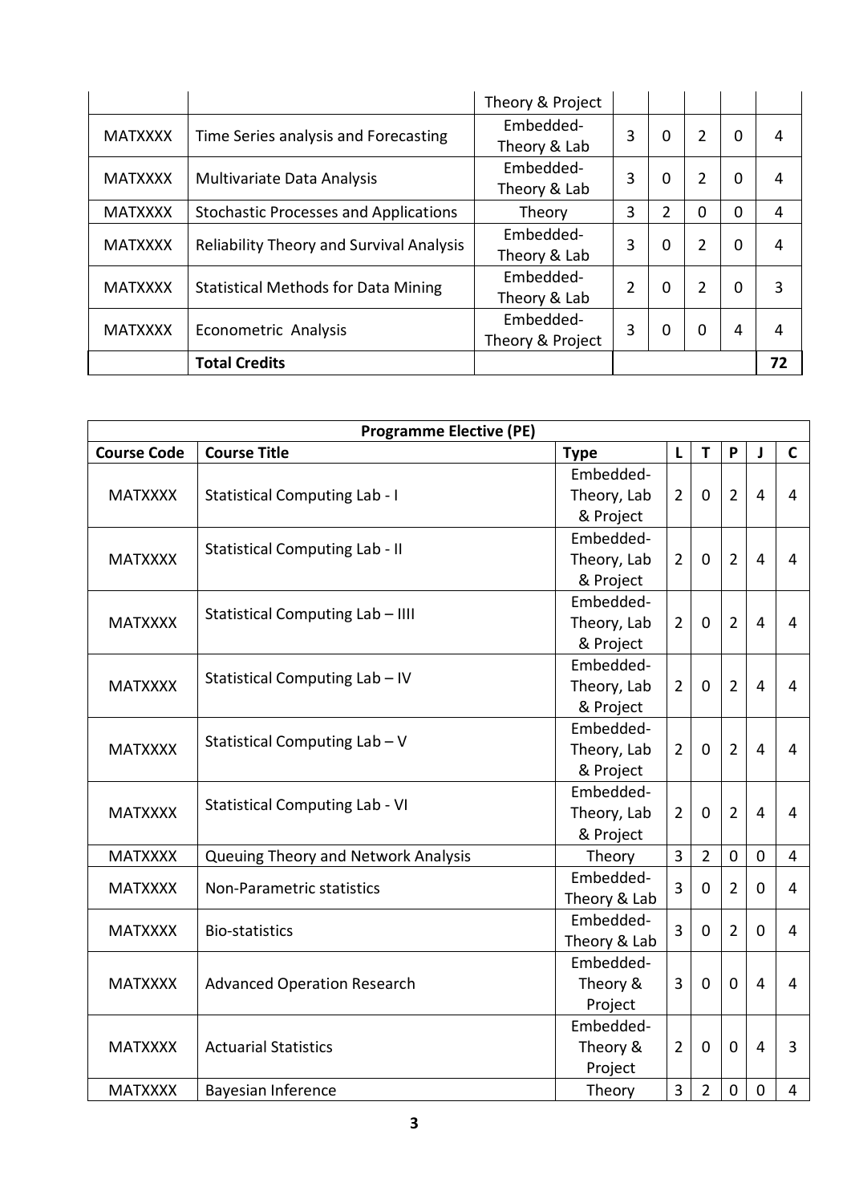| | | Type | L | T | P | J | C |
|---|---|---|---|---|---|---|---|
| | | Theory & Project | | | | | |
| MATXXXX | Time Series analysis and Forecasting | Embedded-Theory & Lab | 3 | 0 | 2 | 0 | 4 |
| MATXXXX | Multivariate Data Analysis | Embedded-Theory & Lab | 3 | 0 | 2 | 0 | 4 |
| MATXXXX | Stochastic Processes and Applications | Theory | 3 | 2 | 0 | 0 | 4 |
| MATXXXX | Reliability Theory and Survival Analysis | Embedded-Theory & Lab | 3 | 0 | 2 | 0 | 4 |
| MATXXXX | Statistical Methods for Data Mining | Embedded-Theory & Lab | 2 | 0 | 2 | 0 | 3 |
| MATXXXX | Econometric Analysis | Embedded-Theory & Project | 3 | 0 | 0 | 4 | 4 |
| | **Total Credits** | | | | | | 72 |

| **Programme Elective (PE)** | | | | | | | |
|---|---|---|---|---|---|---|---|
| **Course Code** | **Course Title** | **Type** | **L** | **T** | **P** | **J** | **C** |
| MATXXXX | Statistical Computing Lab - I | Embedded-Theory, Lab & Project | 2 | 0 | 2 | 4 | 4 |
| MATXXXX | Statistical Computing Lab - II | Embedded-Theory, Lab & Project | 2 | 0 | 2 | 4 | 4 |
| MATXXXX | Statistical Computing Lab – IIII | Embedded-Theory, Lab & Project | 2 | 0 | 2 | 4 | 4 |
| MATXXXX | Statistical Computing Lab – IV | Embedded-Theory, Lab & Project | 2 | 0 | 2 | 4 | 4 |
| MATXXXX | Statistical Computing Lab – V | Embedded-Theory, Lab & Project | 2 | 0 | 2 | 4 | 4 |
| MATXXXX | Statistical Computing Lab - VI | Embedded-Theory, Lab & Project | 2 | 0 | 2 | 4 | 4 |
| MATXXXX | Queuing Theory and Network Analysis | Theory | 3 | 2 | 0 | 0 | 4 |
| MATXXXX | Non-Parametric statistics | Embedded-Theory & Lab | 3 | 0 | 2 | 0 | 4 |
| MATXXXX | Bio-statistics | Embedded-Theory & Lab | 3 | 0 | 2 | 0 | 4 |
| MATXXXX | Advanced Operation Research | Embedded-Theory & Project | 3 | 0 | 0 | 4 | 4 |
| MATXXXX | Actuarial Statistics | Embedded-Theory & Project | 2 | 0 | 0 | 4 | 3 |
| MATXXXX | Bayesian Inference | Theory | 3 | 2 | 0 | 0 | 4 |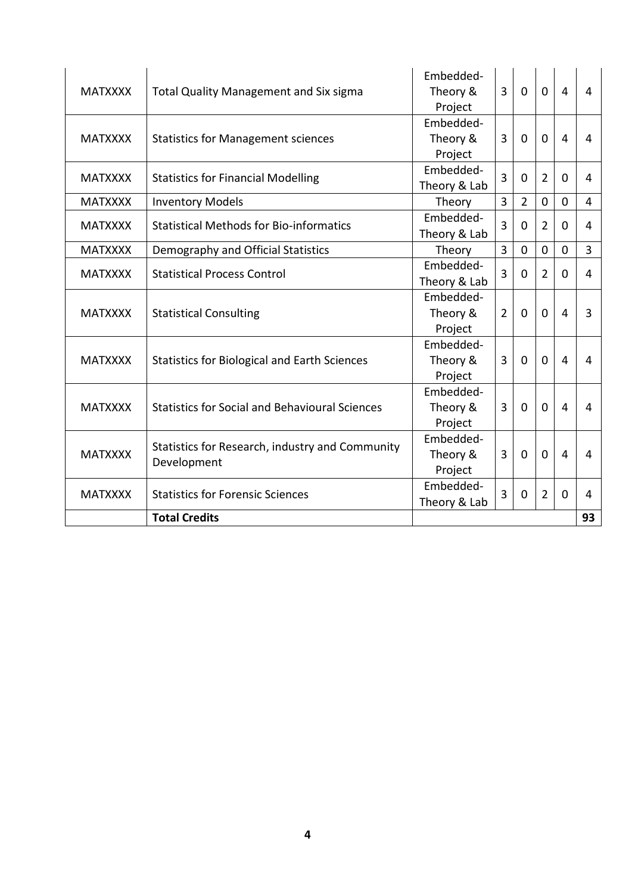| | | | | | | | |
|---|---|---|---|---|---|---|---|
| MATXXXX | Total Quality Management and Six sigma | Embedded-Theory & Project | 3 | 0 | 0 | 4 | 4 |
| MATXXXX | Statistics for Management sciences | Embedded-Theory & Project | 3 | 0 | 0 | 4 | 4 |
| MATXXXX | Statistics for Financial Modelling | Embedded-Theory & Lab | 3 | 0 | 2 | 0 | 4 |
| MATXXXX | Inventory Models | Theory | 3 | 2 | 0 | 0 | 4 |
| MATXXXX | Statistical Methods for Bio-informatics | Embedded-Theory & Lab | 3 | 0 | 2 | 0 | 4 |
| MATXXXX | Demography and Official Statistics | Theory | 3 | 0 | 0 | 0 | 3 |
| MATXXXX | Statistical Process Control | Embedded-Theory & Lab | 3 | 0 | 2 | 0 | 4 |
| MATXXXX | Statistical Consulting | Embedded-Theory & Project | 2 | 0 | 0 | 4 | 3 |
| MATXXXX | Statistics for Biological and Earth Sciences | Embedded-Theory & Project | 3 | 0 | 0 | 4 | 4 |
| MATXXXX | Statistics for Social and Behavioural Sciences | Embedded-Theory & Project | 3 | 0 | 0 | 4 | 4 |
| MATXXXX | Statistics for Research, industry and Community Development | Embedded-Theory & Project | 3 | 0 | 0 | 4 | 4 |
| MATXXXX | Statistics for Forensic Sciences | Embedded-Theory & Lab | 3 | 0 | 2 | 0 | 4 |
| | **Total Credits** | | | | | | **93** |